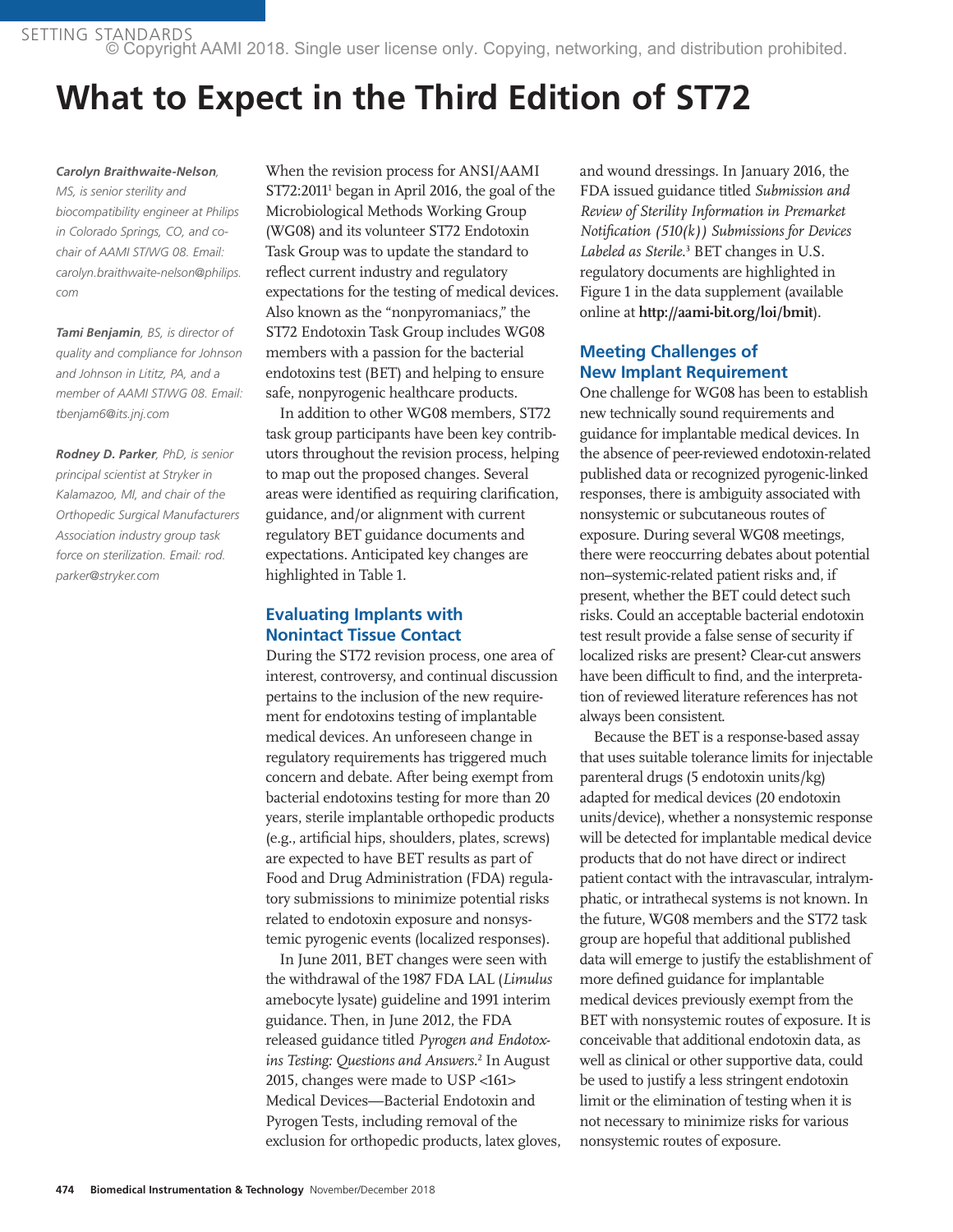# What to Expect in the Third Edition of ST72

***Carolyn Braithwaite-Nelson****, MS, is senior sterility and biocompatibility engineer at Philips in Colorado Springs, CO, and co-chair of AAMI ST/WG 08. Email: carolyn.braithwaite-nelson@philips.com*

***Tami Benjamin****, BS, is director of quality and compliance for Johnson and Johnson in Lititz, PA, and a member of AAMI ST/WG 08. Email: tbenjam6@its.jnj.com*

***Rodney D. Parker****, PhD, is senior principal scientist at Stryker in Kalamazoo, MI, and chair of the Orthopedic Surgical Manufacturers Association industry group task force on sterilization. Email: rod.parker@stryker.com*

When the revision process for ANSI/AAMI ST72:2011[1] began in April 2016, the goal of the Microbiological Methods Working Group (WG08) and its volunteer ST72 Endotoxin Task Group was to update the standard to reflect current industry and regulatory expectations for the testing of medical devices. Also known as the "nonpyromaniacs," the ST72 Endotoxin Task Group includes WG08 members with a passion for the bacterial endotoxins test (BET) and helping to ensure safe, nonpyrogenic healthcare products.

In addition to other WG08 members, ST72 task group participants have been key contributors throughout the revision process, helping to map out the proposed changes. Several areas were identified as requiring clarification, guidance, and/or alignment with current regulatory BET guidance documents and expectations. Anticipated key changes are highlighted in Table 1.

## Evaluating Implants with Nonintact Tissue Contact

During the ST72 revision process, one area of interest, controversy, and continual discussion pertains to the inclusion of the new requirement for endotoxins testing of implantable medical devices. An unforeseen change in regulatory requirements has triggered much concern and debate. After being exempt from bacterial endotoxins testing for more than 20 years, sterile implantable orthopedic products (e.g., artificial hips, shoulders, plates, screws) are expected to have BET results as part of Food and Drug Administration (FDA) regulatory submissions to minimize potential risks related to endotoxin exposure and nonsystemic pyrogenic events (localized responses).

In June 2011, BET changes were seen with the withdrawal of the 1987 FDA LAL (*Limulus* amebocyte lysate) guideline and 1991 interim guidance. Then, in June 2012, the FDA released guidance titled *Pyrogen and Endotoxins Testing: Questions and Answers*.[2] In August 2015, changes were made to USP <161> Medical Devices—Bacterial Endotoxin and Pyrogen Tests, including removal of the exclusion for orthopedic products, latex gloves, and wound dressings. In January 2016, the FDA issued guidance titled *Submission and Review of Sterility Information in Premarket Notification (510(k)) Submissions for Devices Labeled as Sterile*.[3] BET changes in U.S. regulatory documents are highlighted in Figure 1 in the data supplement (available online at **http://aami-bit.org/loi/bmit**).

## Meeting Challenges of New Implant Requirement

One challenge for WG08 has been to establish new technically sound requirements and guidance for implantable medical devices. In the absence of peer-reviewed endotoxin-related published data or recognized pyrogenic-linked responses, there is ambiguity associated with nonsystemic or subcutaneous routes of exposure. During several WG08 meetings, there were reoccurring debates about potential non–systemic-related patient risks and, if present, whether the BET could detect such risks. Could an acceptable bacterial endotoxin test result provide a false sense of security if localized risks are present? Clear-cut answers have been difficult to find, and the interpretation of reviewed literature references has not always been consistent.

Because the BET is a response-based assay that uses suitable tolerance limits for injectable parenteral drugs (5 endotoxin units/kg) adapted for medical devices (20 endotoxin units/device), whether a nonsystemic response will be detected for implantable medical device products that do not have direct or indirect patient contact with the intravascular, intralymphatic, or intrathecal systems is not known. In the future, WG08 members and the ST72 task group are hopeful that additional published data will emerge to justify the establishment of more defined guidance for implantable medical devices previously exempt from the BET with nonsystemic routes of exposure. It is conceivable that additional endotoxin data, as well as clinical or other supportive data, could be used to justify a less stringent endotoxin limit or the elimination of testing when it is not necessary to minimize risks for various nonsystemic routes of exposure.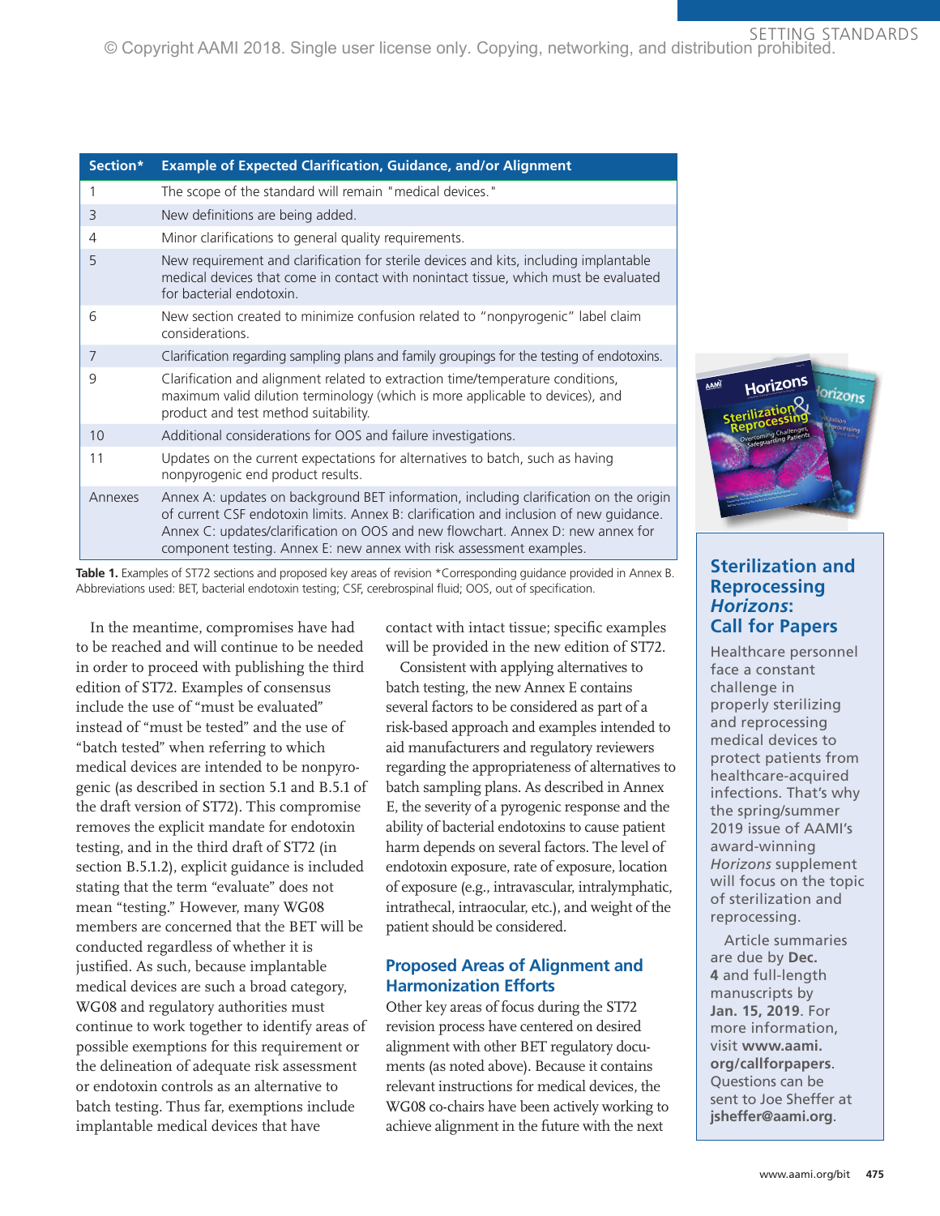| Section* | Example of Expected Clarification, Guidance, and/or Alignment |
|---|---|
| 1 | The scope of the standard will remain "medical devices." |
| 3 | New definitions are being added. |
| 4 | Minor clarifications to general quality requirements. |
| 5 | New requirement and clarification for sterile devices and kits, including implantable medical devices that come in contact with nonintact tissue, which must be evaluated for bacterial endotoxin. |
| 6 | New section created to minimize confusion related to "nonpyrogenic" label claim considerations. |
| 7 | Clarification regarding sampling plans and family groupings for the testing of endotoxins. |
| 9 | Clarification and alignment related to extraction time/temperature conditions, maximum valid dilution terminology (which is more applicable to devices), and product and test method suitability. |
| 10 | Additional considerations for OOS and failure investigations. |
| 11 | Updates on the current expectations for alternatives to batch, such as having nonpyrogenic end product results. |
| Annexes | Annex A: updates on background BET information, including clarification on the origin of current CSF endotoxin limits. Annex B: clarification and inclusion of new guidance. Annex C: updates/clarification on OOS and new flowchart. Annex D: new annex for component testing. Annex E: new annex with risk assessment examples. |

**Table 1.** Examples of ST72 sections and proposed key areas of revision *Corresponding guidance provided in Annex B. Abbreviations used: BET, bacterial endotoxin testing; CSF, cerebrospinal fluid; OOS, out of specification.

In the meantime, compromises have had to be reached and will continue to be needed in order to proceed with publishing the third edition of ST72. Examples of consensus include the use of "must be evaluated" instead of "must be tested" and the use of "batch tested" when referring to which medical devices are intended to be nonpyrogenic (as described in section 5.1 and B.5.1 of the draft version of ST72). This compromise removes the explicit mandate for endotoxin testing, and in the third draft of ST72 (in section B.5.1.2), explicit guidance is included stating that the term "evaluate" does not mean "testing." However, many WG08 members are concerned that the BET will be conducted regardless of whether it is justified. As such, because implantable medical devices are such a broad category, WG08 and regulatory authorities must continue to work together to identify areas of possible exemptions for this requirement or the delineation of adequate risk assessment or endotoxin controls as an alternative to batch testing. Thus far, exemptions include implantable medical devices that have contact with intact tissue; specific examples will be provided in the new edition of ST72.

Consistent with applying alternatives to batch testing, the new Annex E contains several factors to be considered as part of a risk-based approach and examples intended to aid manufacturers and regulatory reviewers regarding the appropriateness of alternatives to batch sampling plans. As described in Annex E, the severity of a pyrogenic response and the ability of bacterial endotoxins to cause patient harm depends on several factors. The level of endotoxin exposure, rate of exposure, location of exposure (e.g., intravascular, intralymphatic, intrathecal, intraocular, etc.), and weight of the patient should be considered.

## Proposed Areas of Alignment and Harmonization Efforts

Other key areas of focus during the ST72 revision process have centered on desired alignment with other BET regulatory documents (as noted above). Because it contains relevant instructions for medical devices, the WG08 co-chairs have been actively working to achieve alignment in the future with the next

## Sterilization and Reprocessing *Horizons*: Call for Papers

Healthcare personnel face a constant challenge in properly sterilizing and reprocessing medical devices to protect patients from healthcare-acquired infections. That's why the spring/summer 2019 issue of AAMI's award-winning *Horizons* supplement will focus on the topic of sterilization and reprocessing.

Article summaries are due by **Dec. 4** and full-length manuscripts by **Jan. 15, 2019**. For more information, visit **www.aami.org/callforpapers**. Questions can be sent to Joe Sheffer at **jsheffer@aami.org**.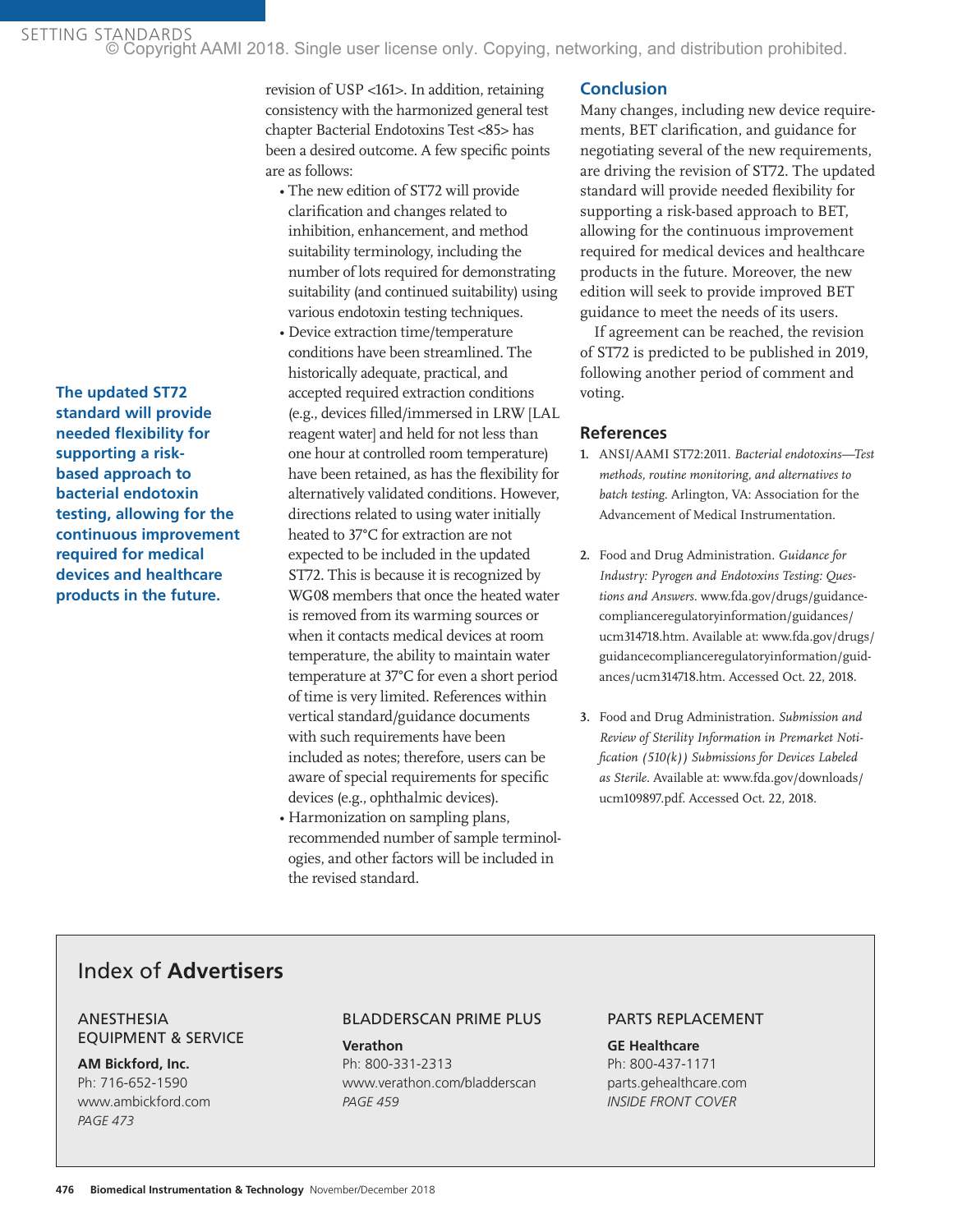revision of USP <161>. In addition, retaining consistency with the harmonized general test chapter Bacterial Endotoxins Test <85> has been a desired outcome. A few specific points are as follows:

- The new edition of ST72 will provide clarification and changes related to inhibition, enhancement, and method suitability terminology, including the number of lots required for demonstrating suitability (and continued suitability) using various endotoxin testing techniques.
- Device extraction time/temperature conditions have been streamlined. The historically adequate, practical, and accepted required extraction conditions (e.g., devices filled/immersed in LRW [LAL reagent water] and held for not less than one hour at controlled room temperature) have been retained, as has the flexibility for alternatively validated conditions. However, directions related to using water initially heated to 37°C for extraction are not expected to be included in the updated ST72. This is because it is recognized by WG08 members that once the heated water is removed from its warming sources or when it contacts medical devices at room temperature, the ability to maintain water temperature at 37°C for even a short period of time is very limited. References within vertical standard/guidance documents with such requirements have been included as notes; therefore, users can be aware of special requirements for specific devices (e.g., ophthalmic devices).
- Harmonization on sampling plans, recommended number of sample terminologies, and other factors will be included in the revised standard.

**The updated ST72 standard will provide needed flexibility for supporting a risk-based approach to bacterial endotoxin testing, allowing for the continuous improvement required for medical devices and healthcare products in the future.**

## Conclusion

Many changes, including new device requirements, BET clarification, and guidance for negotiating several of the new requirements, are driving the revision of ST72. The updated standard will provide needed flexibility for supporting a risk-based approach to BET, allowing for the continuous improvement required for medical devices and healthcare products in the future. Moreover, the new edition will seek to provide improved BET guidance to meet the needs of its users.

If agreement can be reached, the revision of ST72 is predicted to be published in 2019, following another period of comment and voting.

## References

1. ANSI/AAMI ST72:2011. *Bacterial endotoxins—Test methods, routine monitoring, and alternatives to batch testing.* Arlington, VA: Association for the Advancement of Medical Instrumentation.
2. Food and Drug Administration. *Guidance for Industry: Pyrogen and Endotoxins Testing: Questions and Answers.* www.fda.gov/drugs/guidancecomplianceregulatoryinformation/guidances/ucm314718.htm. Available at: www.fda.gov/drugs/guidancecomplianceregulatoryinformation/guidances/ucm314718.htm. Accessed Oct. 22, 2018.
3. Food and Drug Administration. *Submission and Review of Sterility Information in Premarket Notification (510(k)) Submissions for Devices Labeled as Sterile.* Available at: www.fda.gov/downloads/ucm109897.pdf. Accessed Oct. 22, 2018.

## Index of **Advertisers**

**ANESTHESIA EQUIPMENT & SERVICE**

**AM Bickford, Inc.**
Ph: 716-652-1590
www.ambickford.com
*PAGE 473*

**BLADDERSCAN PRIME PLUS**

**Verathon**
Ph: 800-331-2313
www.verathon.com/bladderscan
*PAGE 459*

**PARTS REPLACEMENT**

**GE Healthcare**
Ph: 800-437-1171
parts.gehealthcare.com
*INSIDE FRONT COVER*